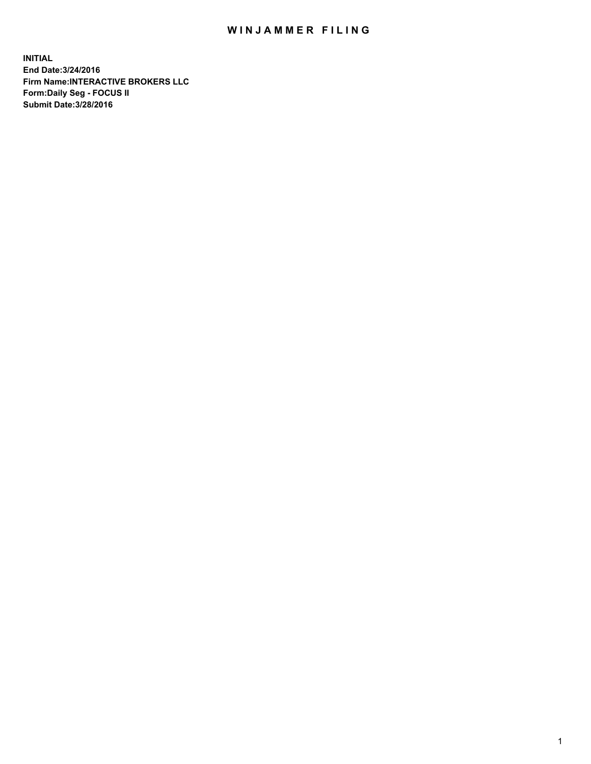# WINJAMMER FILING

**INITIAL**
**End Date:3/24/2016**
**Firm Name:INTERACTIVE BROKERS LLC**
**Form:Daily Seg - FOCUS II**
**Submit Date:3/28/2016**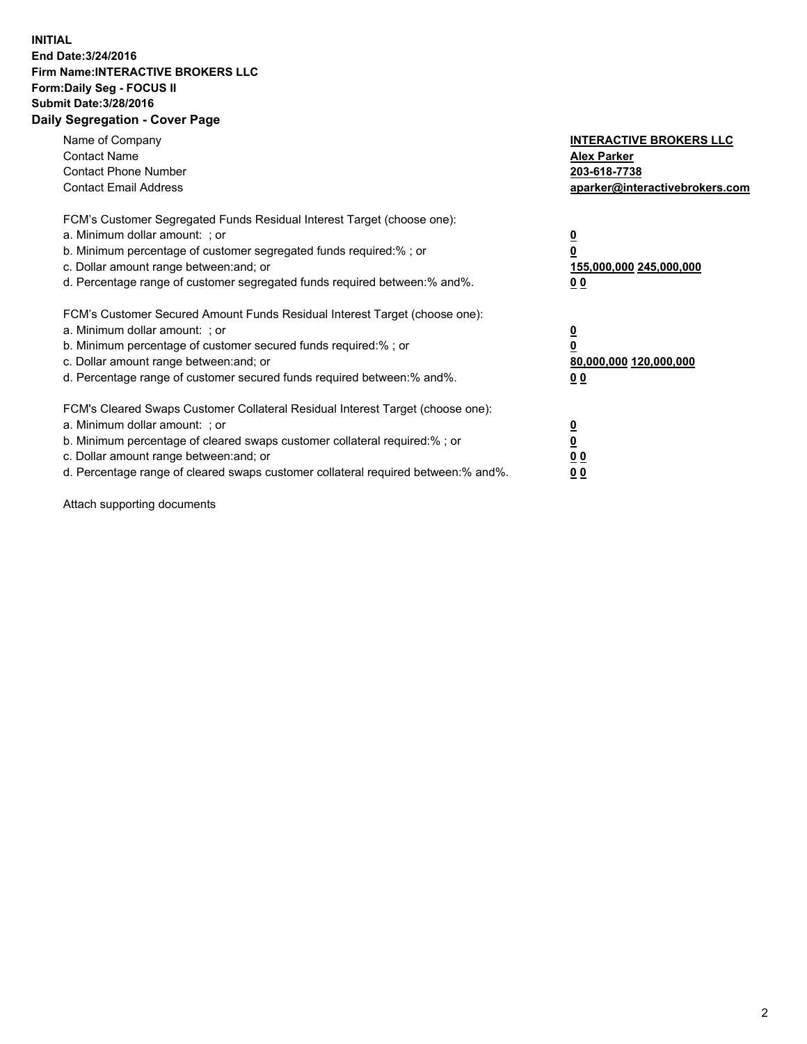**INITIAL**
**End Date:3/24/2016**
**Firm Name:INTERACTIVE BROKERS LLC**
**Form:Daily Seg - FOCUS II**
**Submit Date:3/28/2016**

## Daily Segregation - Cover Page

| | |
|---|---|
| Name of Company | **INTERACTIVE BROKERS LLC** |
| Contact Name | **Alex Parker** |
| Contact Phone Number | **203-618-7738** |
| Contact Email Address | **aparker@interactivebrokers.com** |

FCM's Customer Segregated Funds Residual Interest Target (choose one):

| | |
|---|---|
| a. Minimum dollar amount: ; or | **0** |
| b. Minimum percentage of customer segregated funds required:% ; or | **0** |
| c. Dollar amount range between:and; or | **155,000,000 245,000,000** |
| d. Percentage range of customer segregated funds required between:% and%. | **0 0** |

FCM's Customer Secured Amount Funds Residual Interest Target (choose one):

| | |
|---|---|
| a. Minimum dollar amount: ; or | **0** |
| b. Minimum percentage of customer secured funds required:% ; or | **0** |
| c. Dollar amount range between:and; or | **80,000,000 120,000,000** |
| d. Percentage range of customer secured funds required between:% and%. | **0 0** |

FCM's Cleared Swaps Customer Collateral Residual Interest Target (choose one):

| | |
|---|---|
| a. Minimum dollar amount: ; or | **0** |
| b. Minimum percentage of cleared swaps customer collateral required:% ; or | **0** |
| c. Dollar amount range between:and; or | **0 0** |
| d. Percentage range of cleared swaps customer collateral required between:% and%. | **0 0** |

Attach supporting documents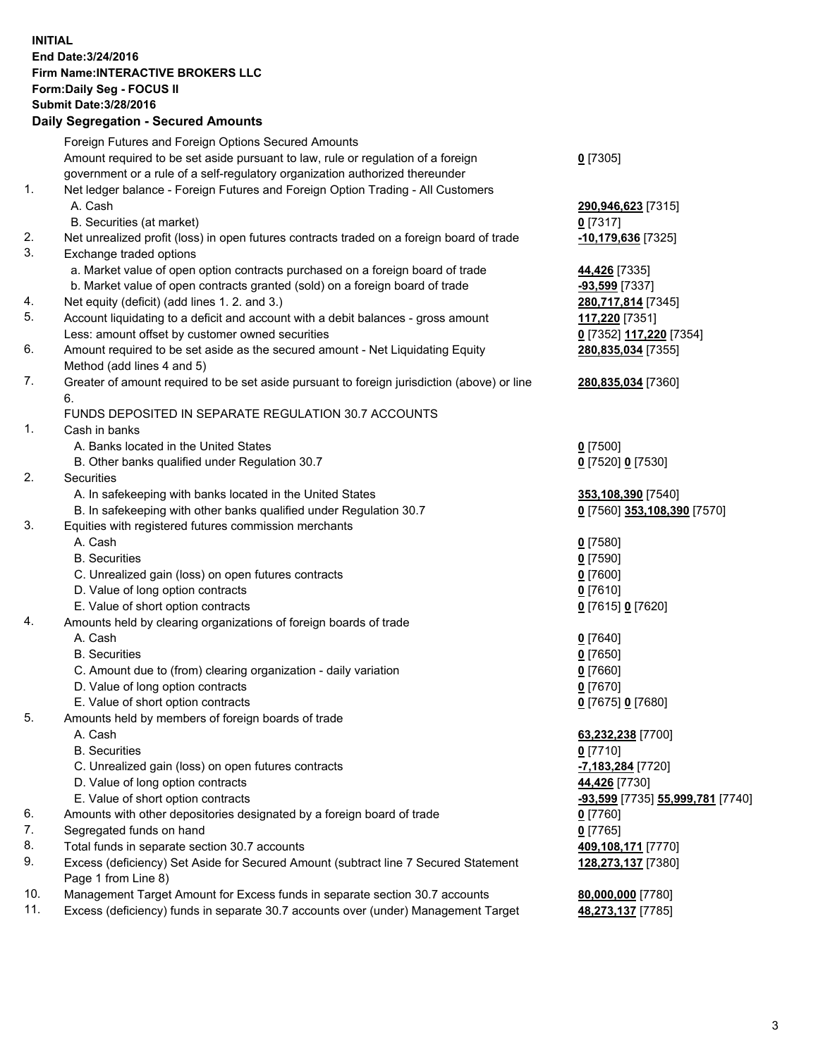**INITIAL**
**End Date:3/24/2016**
**Firm Name:INTERACTIVE BROKERS LLC**
**Form:Daily Seg - FOCUS II**
**Submit Date:3/28/2016**

## Daily Segregation - Secured Amounts

| | | |
|---|---|---|
| | Foreign Futures and Foreign Options Secured Amounts | |
| | Amount required to be set aside pursuant to law, rule or regulation of a foreign government or a rule of a self-regulatory organization authorized thereunder | **0** [7305] |
| 1. | Net ledger balance - Foreign Futures and Foreign Option Trading - All Customers | |
| | A. Cash | **290,946,623** [7315] |
| | B. Securities (at market) | **0** [7317] |
| 2. | Net unrealized profit (loss) in open futures contracts traded on a foreign board of trade | **-10,179,636** [7325] |
| 3. | Exchange traded options | |
| | a. Market value of open option contracts purchased on a foreign board of trade | **44,426** [7335] |
| | b. Market value of open contracts granted (sold) on a foreign board of trade | **-93,599** [7337] |
| 4. | Net equity (deficit) (add lines 1. 2. and 3.) | **280,717,814** [7345] |
| 5. | Account liquidating to a deficit and account with a debit balances - gross amount | **117,220** [7351] |
| | Less: amount offset by customer owned securities | **0** [7352] **117,220** [7354] |
| 6. | Amount required to be set aside as the secured amount - Net Liquidating Equity Method (add lines 4 and 5) | **280,835,034** [7355] |
| 7. | Greater of amount required to be set aside pursuant to foreign jurisdiction (above) or line 6. | **280,835,034** [7360] |
| | FUNDS DEPOSITED IN SEPARATE REGULATION 30.7 ACCOUNTS | |
| 1. | Cash in banks | |
| | A. Banks located in the United States | **0** [7500] |
| | B. Other banks qualified under Regulation 30.7 | **0** [7520] **0** [7530] |
| 2. | Securities | |
| | A. In safekeeping with banks located in the United States | **353,108,390** [7540] |
| | B. In safekeeping with other banks qualified under Regulation 30.7 | **0** [7560] **353,108,390** [7570] |
| 3. | Equities with registered futures commission merchants | |
| | A. Cash | **0** [7580] |
| | B. Securities | **0** [7590] |
| | C. Unrealized gain (loss) on open futures contracts | **0** [7600] |
| | D. Value of long option contracts | **0** [7610] |
| | E. Value of short option contracts | **0** [7615] **0** [7620] |
| 4. | Amounts held by clearing organizations of foreign boards of trade | |
| | A. Cash | **0** [7640] |
| | B. Securities | **0** [7650] |
| | C. Amount due to (from) clearing organization - daily variation | **0** [7660] |
| | D. Value of long option contracts | **0** [7670] |
| | E. Value of short option contracts | **0** [7675] **0** [7680] |
| 5. | Amounts held by members of foreign boards of trade | |
| | A. Cash | **63,232,238** [7700] |
| | B. Securities | **0** [7710] |
| | C. Unrealized gain (loss) on open futures contracts | **-7,183,284** [7720] |
| | D. Value of long option contracts | **44,426** [7730] |
| | E. Value of short option contracts | **-93,599** [7735] **55,999,781** [7740] |
| 6. | Amounts with other depositories designated by a foreign board of trade | **0** [7760] |
| 7. | Segregated funds on hand | **0** [7765] |
| 8. | Total funds in separate section 30.7 accounts | **409,108,171** [7770] |
| 9. | Excess (deficiency) Set Aside for Secured Amount (subtract line 7 Secured Statement Page 1 from Line 8) | **128,273,137** [7380] |
| 10. | Management Target Amount for Excess funds in separate section 30.7 accounts | **80,000,000** [7780] |
| 11. | Excess (deficiency) funds in separate 30.7 accounts over (under) Management Target | **48,273,137** [7785] |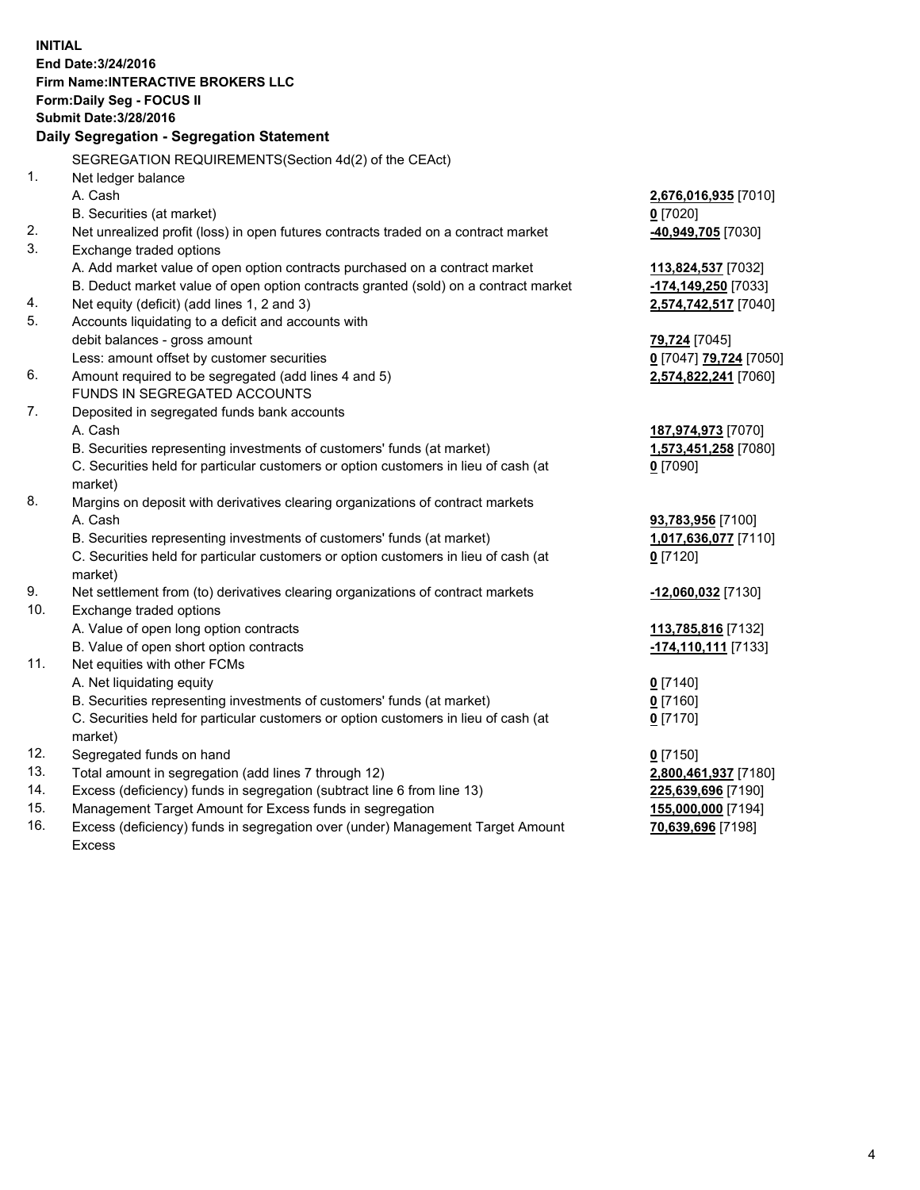**INITIAL**
**End Date:3/24/2016**
**Firm Name:INTERACTIVE BROKERS LLC**
**Form:Daily Seg - FOCUS II**
**Submit Date:3/28/2016**

## Daily Segregation - Segregation Statement

SEGREGATION REQUIREMENTS(Section 4d(2) of the CEAct)

| | | |
|---|---|---|
| 1. | Net ledger balance | |
| | A. Cash | **2,676,016,935** [7010] |
| | B. Securities (at market) | **0** [7020] |
| 2. | Net unrealized profit (loss) in open futures contracts traded on a contract market | **-40,949,705** [7030] |
| 3. | Exchange traded options | |
| | A. Add market value of open option contracts purchased on a contract market | **113,824,537** [7032] |
| | B. Deduct market value of open option contracts granted (sold) on a contract market | **-174,149,250** [7033] |
| 4. | Net equity (deficit) (add lines 1, 2 and 3) | **2,574,742,517** [7040] |
| 5. | Accounts liquidating to a deficit and accounts with debit balances - gross amount | **79,724** [7045] |
| | Less: amount offset by customer securities | **0** [7047] **79,724** [7050] |
| 6. | Amount required to be segregated (add lines 4 and 5) | **2,574,822,241** [7060] |
| | FUNDS IN SEGREGATED ACCOUNTS | |
| 7. | Deposited in segregated funds bank accounts | |
| | A. Cash | **187,974,973** [7070] |
| | B. Securities representing investments of customers' funds (at market) | **1,573,451,258** [7080] |
| | C. Securities held for particular customers or option customers in lieu of cash (at market) | **0** [7090] |
| 8. | Margins on deposit with derivatives clearing organizations of contract markets | |
| | A. Cash | **93,783,956** [7100] |
| | B. Securities representing investments of customers' funds (at market) | **1,017,636,077** [7110] |
| | C. Securities held for particular customers or option customers in lieu of cash (at market) | **0** [7120] |
| 9. | Net settlement from (to) derivatives clearing organizations of contract markets | **-12,060,032** [7130] |
| 10. | Exchange traded options | |
| | A. Value of open long option contracts | **113,785,816** [7132] |
| | B. Value of open short option contracts | **-174,110,111** [7133] |
| 11. | Net equities with other FCMs | |
| | A. Net liquidating equity | **0** [7140] |
| | B. Securities representing investments of customers' funds (at market) | **0** [7160] |
| | C. Securities held for particular customers or option customers in lieu of cash (at market) | **0** [7170] |
| 12. | Segregated funds on hand | **0** [7150] |
| 13. | Total amount in segregation (add lines 7 through 12) | **2,800,461,937** [7180] |
| 14. | Excess (deficiency) funds in segregation (subtract line 6 from line 13) | **225,639,696** [7190] |
| 15. | Management Target Amount for Excess funds in segregation | **155,000,000** [7194] |
| 16. | Excess (deficiency) funds in segregation over (under) Management Target Amount Excess | **70,639,696** [7198] |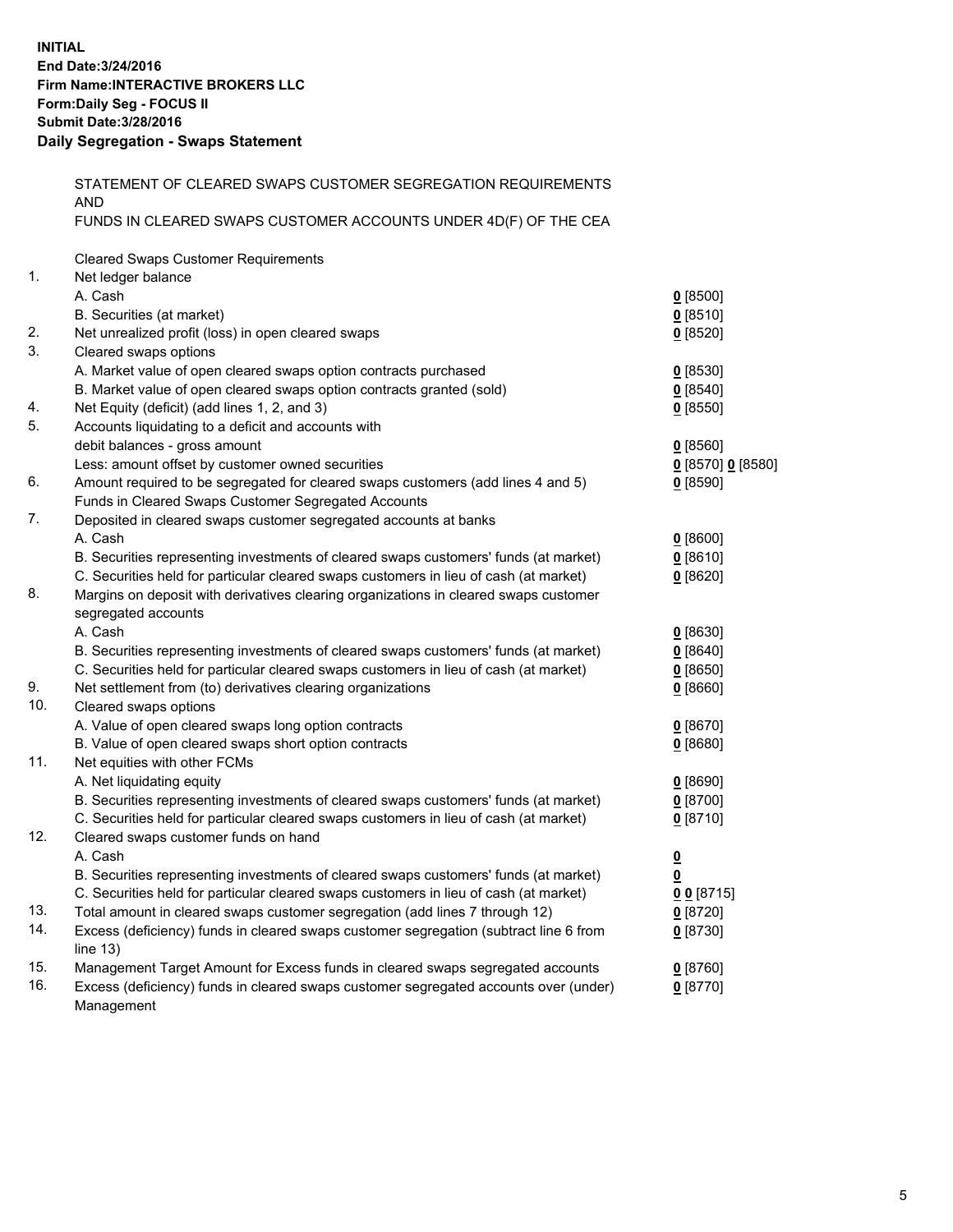**INITIAL**
**End Date:3/24/2016**
**Firm Name:INTERACTIVE BROKERS LLC**
**Form:Daily Seg - FOCUS II**
**Submit Date:3/28/2016**
**Daily Segregation - Swaps Statement**

STATEMENT OF CLEARED SWAPS CUSTOMER SEGREGATION REQUIREMENTS AND FUNDS IN CLEARED SWAPS CUSTOMER ACCOUNTS UNDER 4D(F) OF THE CEA

| | | |
|---|---|---|
| | Cleared Swaps Customer Requirements | |
| 1. | Net ledger balance | |
| | A. Cash | 0 [8500] |
| | B. Securities (at market) | 0 [8510] |
| 2. | Net unrealized profit (loss) in open cleared swaps | 0 [8520] |
| 3. | Cleared swaps options | |
| | A. Market value of open cleared swaps option contracts purchased | 0 [8530] |
| | B. Market value of open cleared swaps option contracts granted (sold) | 0 [8540] |
| 4. | Net Equity (deficit) (add lines 1, 2, and 3) | 0 [8550] |
| 5. | Accounts liquidating to a deficit and accounts with | |
| | debit balances - gross amount | 0 [8560] |
| | Less: amount offset by customer owned securities | 0 [8570] 0 [8580] |
| 6. | Amount required to be segregated for cleared swaps customers (add lines 4 and 5) | 0 [8590] |
| | Funds in Cleared Swaps Customer Segregated Accounts | |
| 7. | Deposited in cleared swaps customer segregated accounts at banks | |
| | A. Cash | 0 [8600] |
| | B. Securities representing investments of cleared swaps customers' funds (at market) | 0 [8610] |
| | C. Securities held for particular cleared swaps customers in lieu of cash (at market) | 0 [8620] |
| 8. | Margins on deposit with derivatives clearing organizations in cleared swaps customer segregated accounts | |
| | A. Cash | 0 [8630] |
| | B. Securities representing investments of cleared swaps customers' funds (at market) | 0 [8640] |
| | C. Securities held for particular cleared swaps customers in lieu of cash (at market) | 0 [8650] |
| 9. | Net settlement from (to) derivatives clearing organizations | 0 [8660] |
| 10. | Cleared swaps options | |
| | A. Value of open cleared swaps long option contracts | 0 [8670] |
| | B. Value of open cleared swaps short option contracts | 0 [8680] |
| 11. | Net equities with other FCMs | |
| | A. Net liquidating equity | 0 [8690] |
| | B. Securities representing investments of cleared swaps customers' funds (at market) | 0 [8700] |
| | C. Securities held for particular cleared swaps customers in lieu of cash (at market) | 0 [8710] |
| 12. | Cleared swaps customer funds on hand | |
| | A. Cash | 0 |
| | B. Securities representing investments of cleared swaps customers' funds (at market) | 0 |
| | C. Securities held for particular cleared swaps customers in lieu of cash (at market) | 0 0 [8715] |
| 13. | Total amount in cleared swaps customer segregation (add lines 7 through 12) | 0 [8720] |
| 14. | Excess (deficiency) funds in cleared swaps customer segregation (subtract line 6 from line 13) | 0 [8730] |
| 15. | Management Target Amount for Excess funds in cleared swaps segregated accounts | 0 [8760] |
| 16. | Excess (deficiency) funds in cleared swaps customer segregated accounts over (under) Management | 0 [8770] |